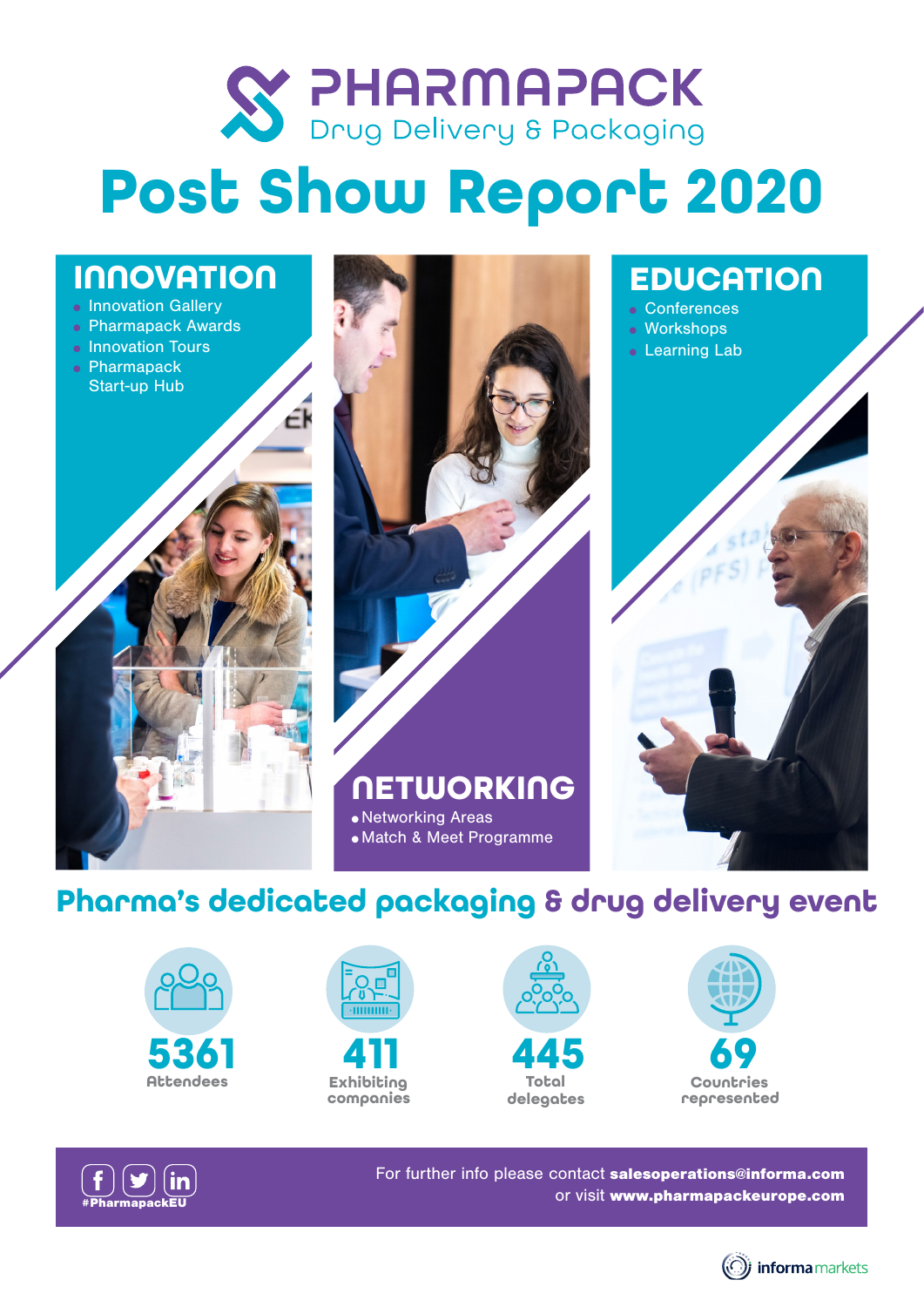# PHARMAPACK

Drug Delivery & Packaging

# Post Show Report 2020

## INNOVATION

- Innovation Gallery
- Pharmapack Awards
- Innovation Tours
- Pharmapack Start-up Hub

## EDUCATION

- Conferences
- Workshops
- Learning Lab

## NETWORKING

- Networking Areas
- Match & Meet Programme

## Pharma's dedicated packaging & drug delivery event

**5361** Attendees

**411** Exhibiting companies

**445** Total delegates

**69** Countries represented

#PharmapackEU

For further info please contact **salesoperations@informa.com** or visit **www.pharmapackeurope.com**

informa markets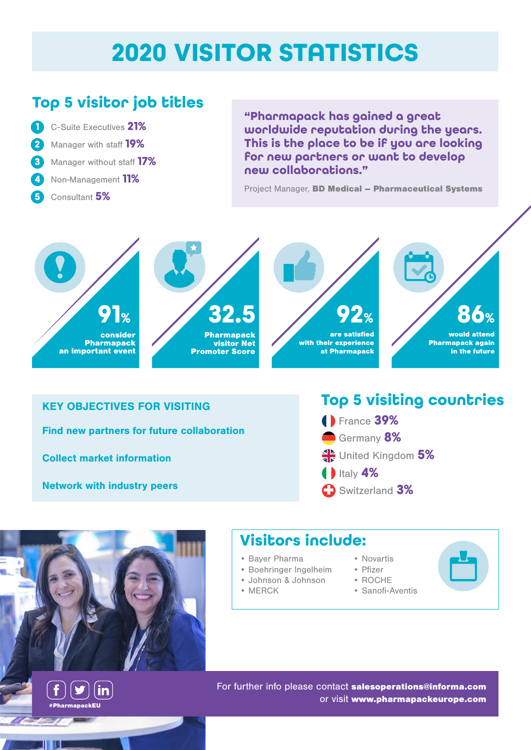# 2020 VISITOR STATISTICS

## Top 5 visitor job titles

1. C-Suite Executives **21%**
2. Manager with staff **19%**
3. Manager without staff **17%**
4. Non-Management **11%**
5. Consultant **5%**

> **"Pharmapack has gained a great worldwide reputation during the years. This is the place to be if you are looking for new partners or want to develop new collaborations."**
>
> Project Manager, **BD Medical – Pharmaceutical Systems**

**91%** consider Pharmapack an important event

**32.5** Pharmapack visitor Net Promoter Score

**92%** are satisfied with their experience at Pharmapack

**86%** would attend Pharmapack again in the future

## KEY OBJECTIVES FOR VISITING

- Find new partners for future collaboration
- Collect market information
- Network with industry peers

## Top 5 visiting countries

- France **39%**
- Germany **8%**
- United Kingdom **5%**
- Italy **4%**
- Switzerland **3%**

## Visitors include:

- Bayer Pharma
- Boehringer Ingelheim
- Johnson & Johnson
- MERCK
- Novartis
- Pfizer
- ROCHE
- Sanofi-Aventis

#PharmapackEU

For further info please contact **salesoperations@informa.com** or visit **www.pharmapackeurope.com**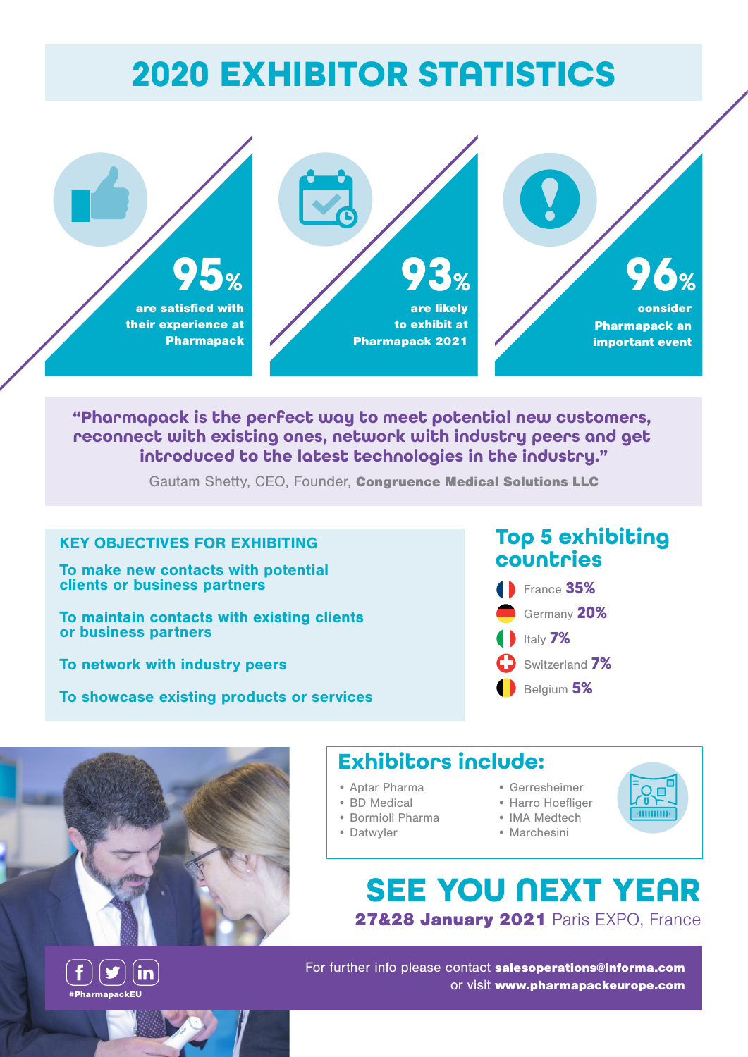# 2020 EXHIBITOR STATISTICS

**95%** are satisfied with their experience at Pharmapack

**93%** are likely to exhibit at Pharmapack 2021

**96%** consider Pharmapack an important event

> **"Pharmapack is the perfect way to meet potential new customers, reconnect with existing ones, network with industry peers and get introduced to the latest technologies in the industry."**
>
> Gautam Shetty, CEO, Founder, **Congruence Medical Solutions LLC**

## KEY OBJECTIVES FOR EXHIBITING

- To make new contacts with potential clients or business partners
- To maintain contacts with existing clients or business partners
- To network with industry peers
- To showcase existing products or services

## Top 5 exhibiting countries

- France **35%**
- Germany **20%**
- Italy **7%**
- Switzerland **7%**
- Belgium **5%**

## Exhibitors include:

- Aptar Pharma
- BD Medical
- Bormioli Pharma
- Datwyler
- Gerresheimer
- Harro Hoefliger
- IMA Medtech
- Marchesini

# SEE YOU NEXT YEAR

**27&28 January 2021** Paris EXPO, France

#PharmapackEU

For further info please contact **salesoperations@informa.com** or visit **www.pharmapackeurope.com**